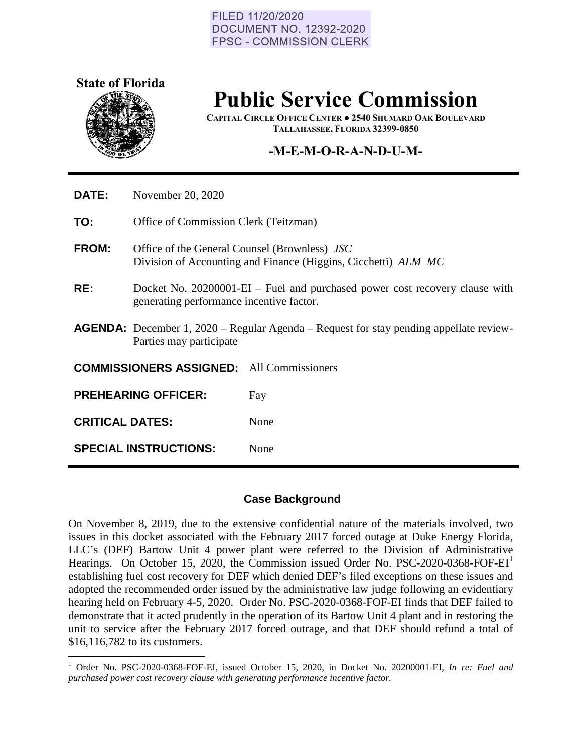FILED 11/20/2020
DOCUMENT NO. 12392-2020
FPSC - COMMISSION CLERK

**State of Florida**

# Public Service Commission

**CAPITAL CIRCLE OFFICE CENTER ● 2540 SHUMARD OAK BOULEVARD**
**TALLAHASSEE, FLORIDA 32399-0850**

## -M-E-M-O-R-A-N-D-U-M-

**DATE:** November 20, 2020

**TO:** Office of Commission Clerk (Teitzman)

**FROM:** Office of the General Counsel (Brownless) *JSC*
Division of Accounting and Finance (Higgins, Cicchetti) *ALM MC*

**RE:** Docket No. 20200001-EI – Fuel and purchased power cost recovery clause with generating performance incentive factor.

**AGENDA:** December 1, 2020 – Regular Agenda – Request for stay pending appellate review- Parties may participate

**COMMISSIONERS ASSIGNED:** All Commissioners

**PREHEARING OFFICER:** Fay

**CRITICAL DATES:** None

**SPECIAL INSTRUCTIONS:** None

### Case Background

On November 8, 2019, due to the extensive confidential nature of the materials involved, two issues in this docket associated with the February 2017 forced outage at Duke Energy Florida, LLC's (DEF) Bartow Unit 4 power plant were referred to the Division of Administrative Hearings. On October 15, 2020, the Commission issued Order No. PSC-2020-0368-FOF-EI[1] establishing fuel cost recovery for DEF which denied DEF's filed exceptions on these issues and adopted the recommended order issued by the administrative law judge following an evidentiary hearing held on February 4-5, 2020. Order No. PSC-2020-0368-FOF-EI finds that DEF failed to demonstrate that it acted prudently in the operation of its Bartow Unit 4 plant and in restoring the unit to service after the February 2017 forced outrage, and that DEF should refund a total of $16,116,782 to its customers.

[1] Order No. PSC-2020-0368-FOF-EI, issued October 15, 2020, in Docket No. 20200001-EI, *In re: Fuel and purchased power cost recovery clause with generating performance incentive factor.*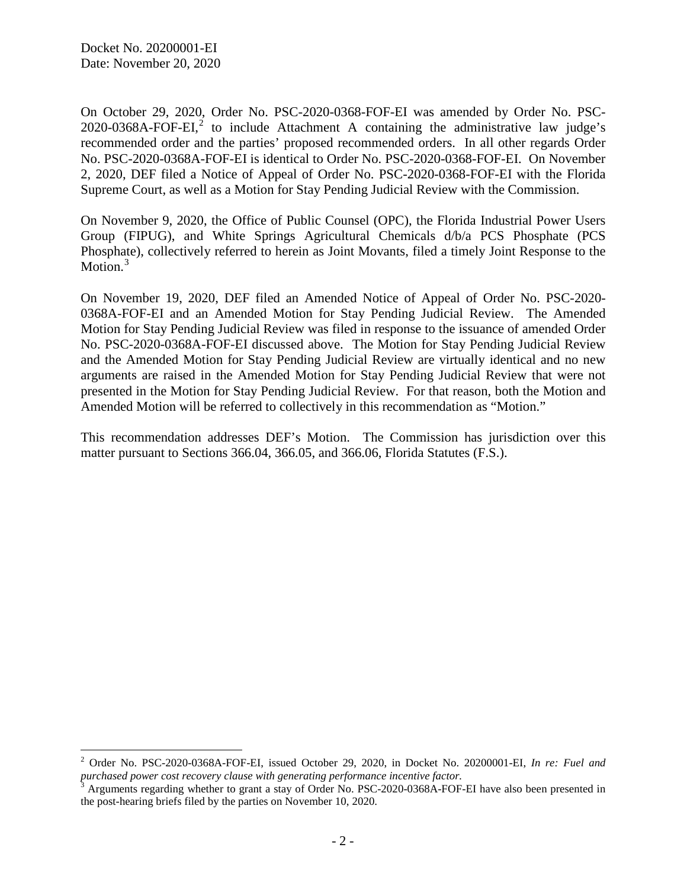On October 29, 2020, Order No. PSC-2020-0368-FOF-EI was amended by Order No. PSC-2020-0368A-FOF-EI,[2] to include Attachment A containing the administrative law judge's recommended order and the parties' proposed recommended orders. In all other regards Order No. PSC-2020-0368A-FOF-EI is identical to Order No. PSC-2020-0368-FOF-EI. On November 2, 2020, DEF filed a Notice of Appeal of Order No. PSC-2020-0368-FOF-EI with the Florida Supreme Court, as well as a Motion for Stay Pending Judicial Review with the Commission.

On November 9, 2020, the Office of Public Counsel (OPC), the Florida Industrial Power Users Group (FIPUG), and White Springs Agricultural Chemicals d/b/a PCS Phosphate (PCS Phosphate), collectively referred to herein as Joint Movants, filed a timely Joint Response to the Motion.[3]

On November 19, 2020, DEF filed an Amended Notice of Appeal of Order No. PSC-2020-0368A-FOF-EI and an Amended Motion for Stay Pending Judicial Review. The Amended Motion for Stay Pending Judicial Review was filed in response to the issuance of amended Order No. PSC-2020-0368A-FOF-EI discussed above. The Motion for Stay Pending Judicial Review and the Amended Motion for Stay Pending Judicial Review are virtually identical and no new arguments are raised in the Amended Motion for Stay Pending Judicial Review that were not presented in the Motion for Stay Pending Judicial Review. For that reason, both the Motion and Amended Motion will be referred to collectively in this recommendation as "Motion."

This recommendation addresses DEF's Motion. The Commission has jurisdiction over this matter pursuant to Sections 366.04, 366.05, and 366.06, Florida Statutes (F.S.).

---

[2] Order No. PSC-2020-0368A-FOF-EI, issued October 29, 2020, in Docket No. 20200001-EI, *In re: Fuel and purchased power cost recovery clause with generating performance incentive factor.*

[3] Arguments regarding whether to grant a stay of Order No. PSC-2020-0368A-FOF-EI have also been presented in the post-hearing briefs filed by the parties on November 10, 2020.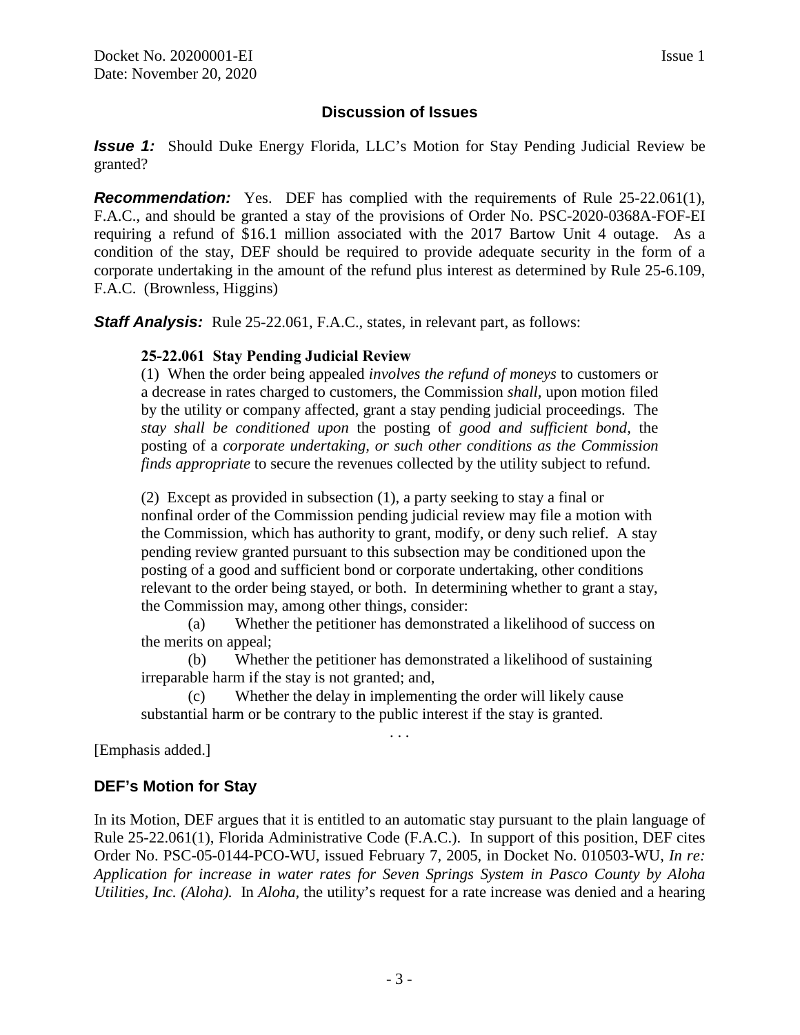## Discussion of Issues

***Issue 1:*** Should Duke Energy Florida, LLC's Motion for Stay Pending Judicial Review be granted?

***Recommendation:*** Yes. DEF has complied with the requirements of Rule 25-22.061(1), F.A.C., and should be granted a stay of the provisions of Order No. PSC-2020-0368A-FOF-EI requiring a refund of $16.1 million associated with the 2017 Bartow Unit 4 outage. As a condition of the stay, DEF should be required to provide adequate security in the form of a corporate undertaking in the amount of the refund plus interest as determined by Rule 25-6.109, F.A.C. (Brownless, Higgins)

***Staff Analysis:*** Rule 25-22.061, F.A.C., states, in relevant part, as follows:

> **25-22.061 Stay Pending Judicial Review**
>
> (1) When the order being appealed *involves the refund of moneys* to customers or a decrease in rates charged to customers, the Commission *shall*, upon motion filed by the utility or company affected, grant a stay pending judicial proceedings. The *stay shall be conditioned upon* the posting of *good and sufficient bond*, the posting of a *corporate undertaking, or such other conditions as the Commission finds appropriate* to secure the revenues collected by the utility subject to refund.
>
> (2) Except as provided in subsection (1), a party seeking to stay a final or nonfinal order of the Commission pending judicial review may file a motion with the Commission, which has authority to grant, modify, or deny such relief. A stay pending review granted pursuant to this subsection may be conditioned upon the posting of a good and sufficient bond or corporate undertaking, other conditions relevant to the order being stayed, or both. In determining whether to grant a stay, the Commission may, among other things, consider:
>
> (a) Whether the petitioner has demonstrated a likelihood of success on the merits on appeal;
>
> (b) Whether the petitioner has demonstrated a likelihood of sustaining irreparable harm if the stay is not granted; and,
>
> (c) Whether the delay in implementing the order will likely cause substantial harm or be contrary to the public interest if the stay is granted.
>
> . . .

[Emphasis added.]

### DEF's Motion for Stay

In its Motion, DEF argues that it is entitled to an automatic stay pursuant to the plain language of Rule 25-22.061(1), Florida Administrative Code (F.A.C.). In support of this position, DEF cites Order No. PSC-05-0144-PCO-WU, issued February 7, 2005, in Docket No. 010503-WU, *In re: Application for increase in water rates for Seven Springs System in Pasco County by Aloha Utilities, Inc. (Aloha).* In *Aloha*, the utility's request for a rate increase was denied and a hearing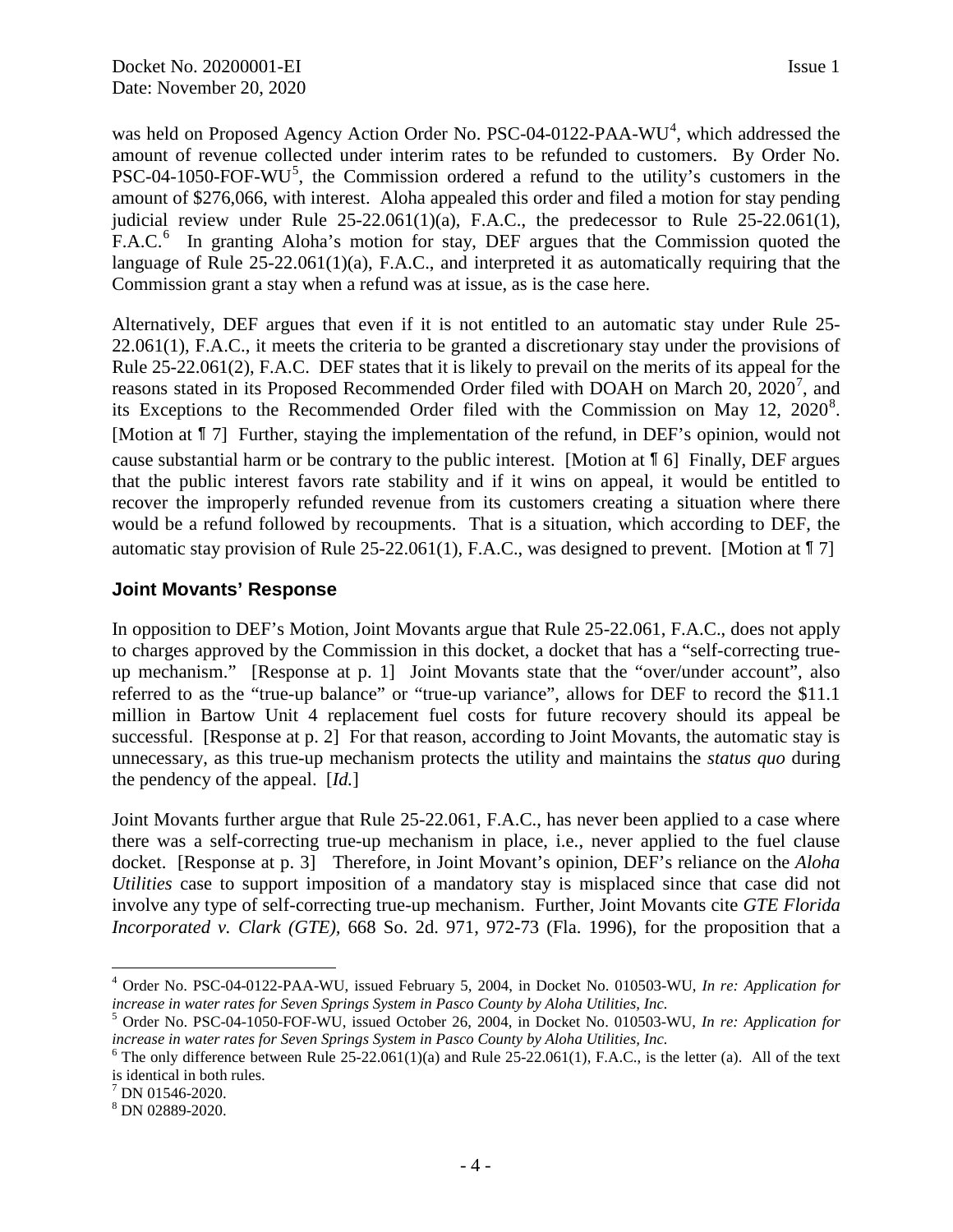was held on Proposed Agency Action Order No. PSC-04-0122-PAA-WU[4], which addressed the amount of revenue collected under interim rates to be refunded to customers. By Order No. PSC-04-1050-FOF-WU[5], the Commission ordered a refund to the utility's customers in the amount of $276,066, with interest. Aloha appealed this order and filed a motion for stay pending judicial review under Rule 25-22.061(1)(a), F.A.C., the predecessor to Rule 25-22.061(1), F.A.C.[6] In granting Aloha's motion for stay, DEF argues that the Commission quoted the language of Rule 25-22.061(1)(a), F.A.C., and interpreted it as automatically requiring that the Commission grant a stay when a refund was at issue, as is the case here.

Alternatively, DEF argues that even if it is not entitled to an automatic stay under Rule 25-22.061(1), F.A.C., it meets the criteria to be granted a discretionary stay under the provisions of Rule 25-22.061(2), F.A.C. DEF states that it is likely to prevail on the merits of its appeal for the reasons stated in its Proposed Recommended Order filed with DOAH on March 20, 2020[7], and its Exceptions to the Recommended Order filed with the Commission on May 12, 2020[8]. [Motion at ¶ 7] Further, staying the implementation of the refund, in DEF's opinion, would not cause substantial harm or be contrary to the public interest. [Motion at ¶ 6] Finally, DEF argues that the public interest favors rate stability and if it wins on appeal, it would be entitled to recover the improperly refunded revenue from its customers creating a situation where there would be a refund followed by recoupments. That is a situation, which according to DEF, the automatic stay provision of Rule 25-22.061(1), F.A.C., was designed to prevent. [Motion at ¶ 7]

### Joint Movants' Response

In opposition to DEF's Motion, Joint Movants argue that Rule 25-22.061, F.A.C., does not apply to charges approved by the Commission in this docket, a docket that has a "self-correcting true-up mechanism." [Response at p. 1] Joint Movants state that the "over/under account", also referred to as the "true-up balance" or "true-up variance", allows for DEF to record the $11.1 million in Bartow Unit 4 replacement fuel costs for future recovery should its appeal be successful. [Response at p. 2] For that reason, according to Joint Movants, the automatic stay is unnecessary, as this true-up mechanism protects the utility and maintains the *status quo* during the pendency of the appeal. [*Id.*]

Joint Movants further argue that Rule 25-22.061, F.A.C., has never been applied to a case where there was a self-correcting true-up mechanism in place, i.e., never applied to the fuel clause docket. [Response at p. 3] Therefore, in Joint Movant's opinion, DEF's reliance on the *Aloha Utilities* case to support imposition of a mandatory stay is misplaced since that case did not involve any type of self-correcting true-up mechanism. Further, Joint Movants cite *GTE Florida Incorporated v. Clark (GTE)*, 668 So. 2d. 971, 972-73 (Fla. 1996), for the proposition that a

---

[4] Order No. PSC-04-0122-PAA-WU, issued February 5, 2004, in Docket No. 010503-WU, *In re: Application for increase in water rates for Seven Springs System in Pasco County by Aloha Utilities, Inc.*

[5] Order No. PSC-04-1050-FOF-WU, issued October 26, 2004, in Docket No. 010503-WU, *In re: Application for increase in water rates for Seven Springs System in Pasco County by Aloha Utilities, Inc.*

[6] The only difference between Rule 25-22.061(1)(a) and Rule 25-22.061(1), F.A.C., is the letter (a). All of the text is identical in both rules.

[7] DN 01546-2020.

[8] DN 02889-2020.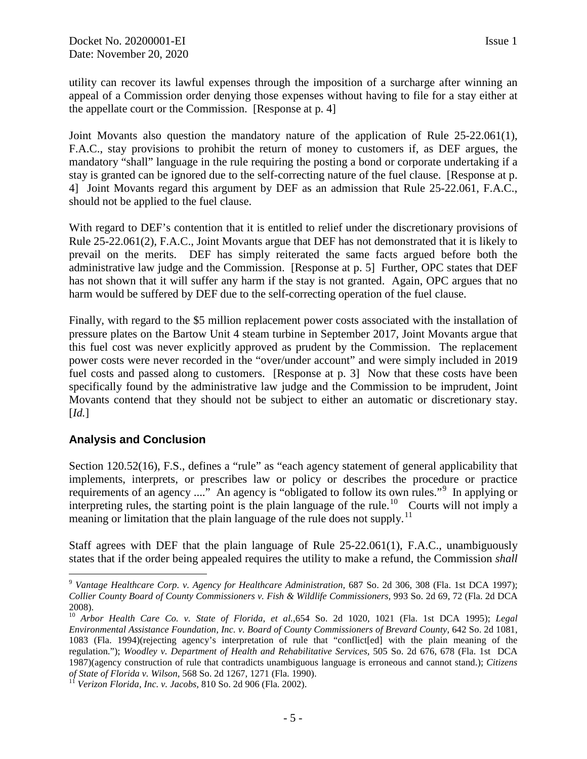utility can recover its lawful expenses through the imposition of a surcharge after winning an appeal of a Commission order denying those expenses without having to file for a stay either at the appellate court or the Commission. [Response at p. 4]

Joint Movants also question the mandatory nature of the application of Rule 25-22.061(1), F.A.C., stay provisions to prohibit the return of money to customers if, as DEF argues, the mandatory "shall" language in the rule requiring the posting a bond or corporate undertaking if a stay is granted can be ignored due to the self-correcting nature of the fuel clause. [Response at p. 4] Joint Movants regard this argument by DEF as an admission that Rule 25-22.061, F.A.C., should not be applied to the fuel clause.

With regard to DEF's contention that it is entitled to relief under the discretionary provisions of Rule 25-22.061(2), F.A.C., Joint Movants argue that DEF has not demonstrated that it is likely to prevail on the merits. DEF has simply reiterated the same facts argued before both the administrative law judge and the Commission. [Response at p. 5] Further, OPC states that DEF has not shown that it will suffer any harm if the stay is not granted. Again, OPC argues that no harm would be suffered by DEF due to the self-correcting operation of the fuel clause.

Finally, with regard to the $5 million replacement power costs associated with the installation of pressure plates on the Bartow Unit 4 steam turbine in September 2017, Joint Movants argue that this fuel cost was never explicitly approved as prudent by the Commission. The replacement power costs were never recorded in the "over/under account" and were simply included in 2019 fuel costs and passed along to customers. [Response at p. 3] Now that these costs have been specifically found by the administrative law judge and the Commission to be imprudent, Joint Movants contend that they should not be subject to either an automatic or discretionary stay. [*Id.*]

## Analysis and Conclusion

Section 120.52(16), F.S., defines a "rule" as "each agency statement of general applicability that implements, interprets, or prescribes law or policy or describes the procedure or practice requirements of an agency ...." An agency is "obligated to follow its own rules."[9] In applying or interpreting rules, the starting point is the plain language of the rule.[10] Courts will not imply a meaning or limitation that the plain language of the rule does not supply.[11]

Staff agrees with DEF that the plain language of Rule 25-22.061(1), F.A.C., unambiguously states that if the order being appealed requires the utility to make a refund, the Commission *shall*

---

[9] *Vantage Healthcare Corp. v. Agency for Healthcare Administration,* 687 So. 2d 306, 308 (Fla. 1st DCA 1997); *Collier County Board of County Commissioners v. Fish & Wildlife Commissioners*, 993 So. 2d 69, 72 (Fla. 2d DCA 2008).

[10] *Arbor Health Care Co. v. State of Florida, et al.*,654 So. 2d 1020, 1021 (Fla. 1st DCA 1995); *Legal Environmental Assistance Foundation, Inc. v. Board of County Commissioners of Brevard County,* 642 So. 2d 1081, 1083 (Fla. 1994)(rejecting agency's interpretation of rule that "conflict[ed] with the plain meaning of the regulation."); *Woodley v. Department of Health and Rehabilitative Services,* 505 So. 2d 676, 678 (Fla. 1st DCA 1987)(agency construction of rule that contradicts unambiguous language is erroneous and cannot stand.); *Citizens of State of Florida v. Wilson,* 568 So. 2d 1267, 1271 (Fla. 1990).

[11] *Verizon Florida, Inc. v. Jacobs*, 810 So. 2d 906 (Fla. 2002).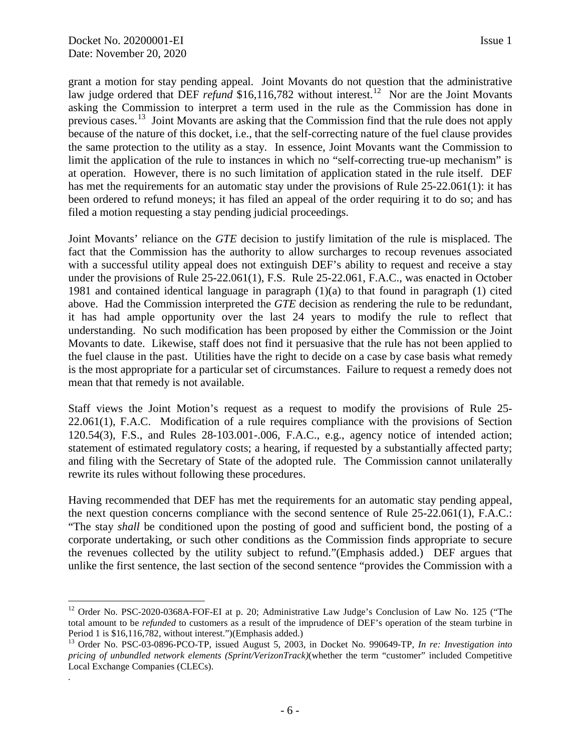grant a motion for stay pending appeal. Joint Movants do not question that the administrative law judge ordered that DEF *refund* $16,116,782 without interest.[12] Nor are the Joint Movants asking the Commission to interpret a term used in the rule as the Commission has done in previous cases.[13] Joint Movants are asking that the Commission find that the rule does not apply because of the nature of this docket, i.e., that the self-correcting nature of the fuel clause provides the same protection to the utility as a stay. In essence, Joint Movants want the Commission to limit the application of the rule to instances in which no "self-correcting true-up mechanism" is at operation. However, there is no such limitation of application stated in the rule itself. DEF has met the requirements for an automatic stay under the provisions of Rule 25-22.061(1): it has been ordered to refund moneys; it has filed an appeal of the order requiring it to do so; and has filed a motion requesting a stay pending judicial proceedings.

Joint Movants' reliance on the *GTE* decision to justify limitation of the rule is misplaced. The fact that the Commission has the authority to allow surcharges to recoup revenues associated with a successful utility appeal does not extinguish DEF's ability to request and receive a stay under the provisions of Rule 25-22.061(1), F.S. Rule 25-22.061, F.A.C., was enacted in October 1981 and contained identical language in paragraph (1)(a) to that found in paragraph (1) cited above. Had the Commission interpreted the *GTE* decision as rendering the rule to be redundant, it has had ample opportunity over the last 24 years to modify the rule to reflect that understanding. No such modification has been proposed by either the Commission or the Joint Movants to date. Likewise, staff does not find it persuasive that the rule has not been applied to the fuel clause in the past. Utilities have the right to decide on a case by case basis what remedy is the most appropriate for a particular set of circumstances. Failure to request a remedy does not mean that that remedy is not available.

Staff views the Joint Motion's request as a request to modify the provisions of Rule 25-22.061(1), F.A.C. Modification of a rule requires compliance with the provisions of Section 120.54(3), F.S., and Rules 28-103.001-.006, F.A.C., e.g., agency notice of intended action; statement of estimated regulatory costs; a hearing, if requested by a substantially affected party; and filing with the Secretary of State of the adopted rule. The Commission cannot unilaterally rewrite its rules without following these procedures.

Having recommended that DEF has met the requirements for an automatic stay pending appeal, the next question concerns compliance with the second sentence of Rule 25-22.061(1), F.A.C.: "The stay *shall* be conditioned upon the posting of good and sufficient bond, the posting of a corporate undertaking, or such other conditions as the Commission finds appropriate to secure the revenues collected by the utility subject to refund."(Emphasis added.) DEF argues that unlike the first sentence, the last section of the second sentence "provides the Commission with a

---

[12] Order No. PSC-2020-0368A-FOF-EI at p. 20; Administrative Law Judge's Conclusion of Law No. 125 ("The total amount to be *refunded* to customers as a result of the imprudence of DEF's operation of the steam turbine in Period 1 is $16,116,782, without interest.")(Emphasis added.)

[13] Order No. PSC-03-0896-PCO-TP, issued August 5, 2003, in Docket No. 990649-TP, *In re: Investigation into pricing of unbundled network elements (Sprint/VerizonTrack)*(whether the term "customer" included Competitive Local Exchange Companies (CLECs).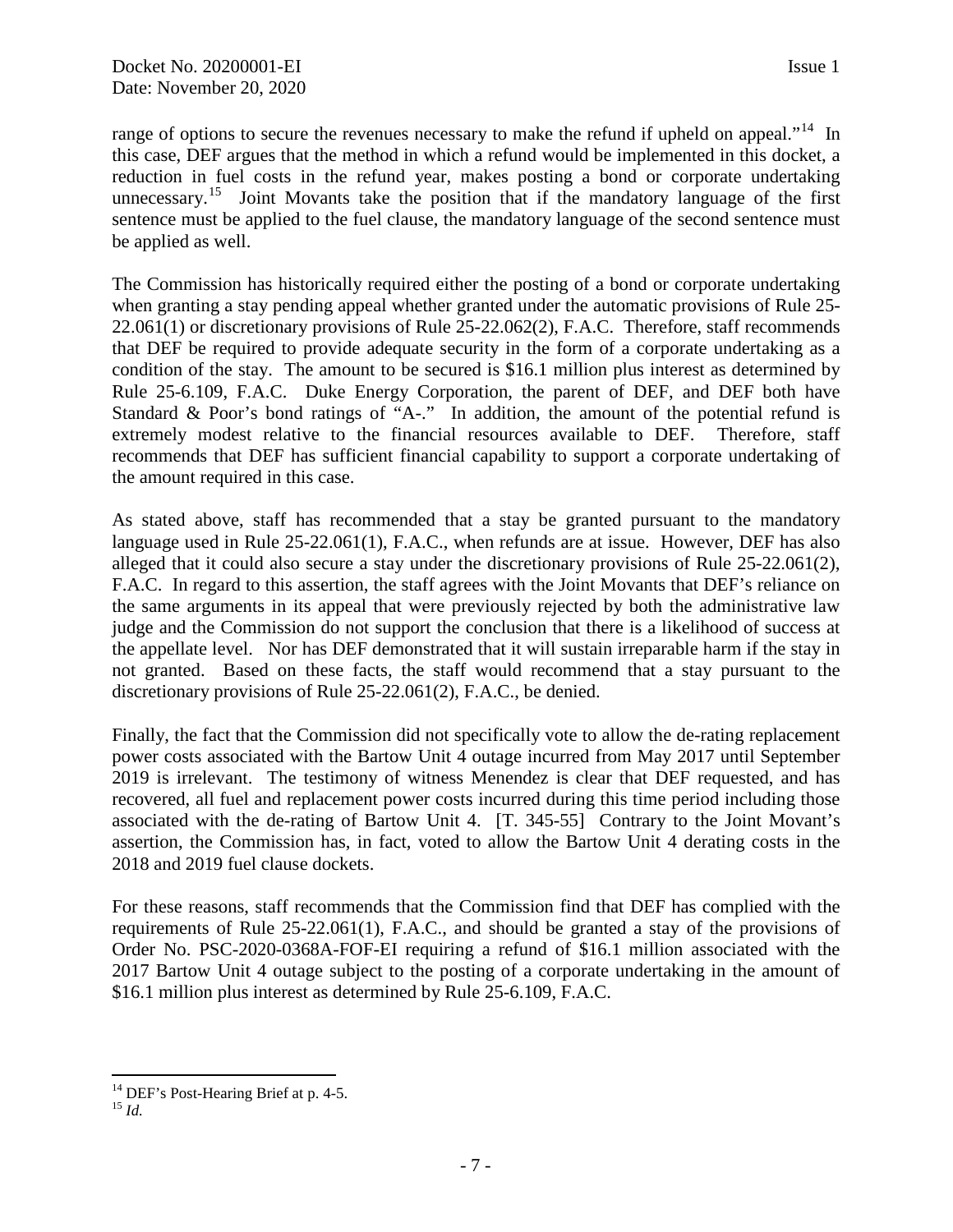range of options to secure the revenues necessary to make the refund if upheld on appeal."[14] In this case, DEF argues that the method in which a refund would be implemented in this docket, a reduction in fuel costs in the refund year, makes posting a bond or corporate undertaking unnecessary.[15] Joint Movants take the position that if the mandatory language of the first sentence must be applied to the fuel clause, the mandatory language of the second sentence must be applied as well.

The Commission has historically required either the posting of a bond or corporate undertaking when granting a stay pending appeal whether granted under the automatic provisions of Rule 25-22.061(1) or discretionary provisions of Rule 25-22.062(2), F.A.C. Therefore, staff recommends that DEF be required to provide adequate security in the form of a corporate undertaking as a condition of the stay. The amount to be secured is $16.1 million plus interest as determined by Rule 25-6.109, F.A.C. Duke Energy Corporation, the parent of DEF, and DEF both have Standard & Poor's bond ratings of "A-." In addition, the amount of the potential refund is extremely modest relative to the financial resources available to DEF. Therefore, staff recommends that DEF has sufficient financial capability to support a corporate undertaking of the amount required in this case.

As stated above, staff has recommended that a stay be granted pursuant to the mandatory language used in Rule 25-22.061(1), F.A.C., when refunds are at issue. However, DEF has also alleged that it could also secure a stay under the discretionary provisions of Rule 25-22.061(2), F.A.C. In regard to this assertion, the staff agrees with the Joint Movants that DEF's reliance on the same arguments in its appeal that were previously rejected by both the administrative law judge and the Commission do not support the conclusion that there is a likelihood of success at the appellate level. Nor has DEF demonstrated that it will sustain irreparable harm if the stay in not granted. Based on these facts, the staff would recommend that a stay pursuant to the discretionary provisions of Rule 25-22.061(2), F.A.C., be denied.

Finally, the fact that the Commission did not specifically vote to allow the de-rating replacement power costs associated with the Bartow Unit 4 outage incurred from May 2017 until September 2019 is irrelevant. The testimony of witness Menendez is clear that DEF requested, and has recovered, all fuel and replacement power costs incurred during this time period including those associated with the de-rating of Bartow Unit 4. [T. 345-55] Contrary to the Joint Movant's assertion, the Commission has, in fact, voted to allow the Bartow Unit 4 derating costs in the 2018 and 2019 fuel clause dockets.

For these reasons, staff recommends that the Commission find that DEF has complied with the requirements of Rule 25-22.061(1), F.A.C., and should be granted a stay of the provisions of Order No. PSC-2020-0368A-FOF-EI requiring a refund of $16.1 million associated with the 2017 Bartow Unit 4 outage subject to the posting of a corporate undertaking in the amount of $16.1 million plus interest as determined by Rule 25-6.109, F.A.C.

---

[14] DEF's Post-Hearing Brief at p. 4-5.

[15] *Id.*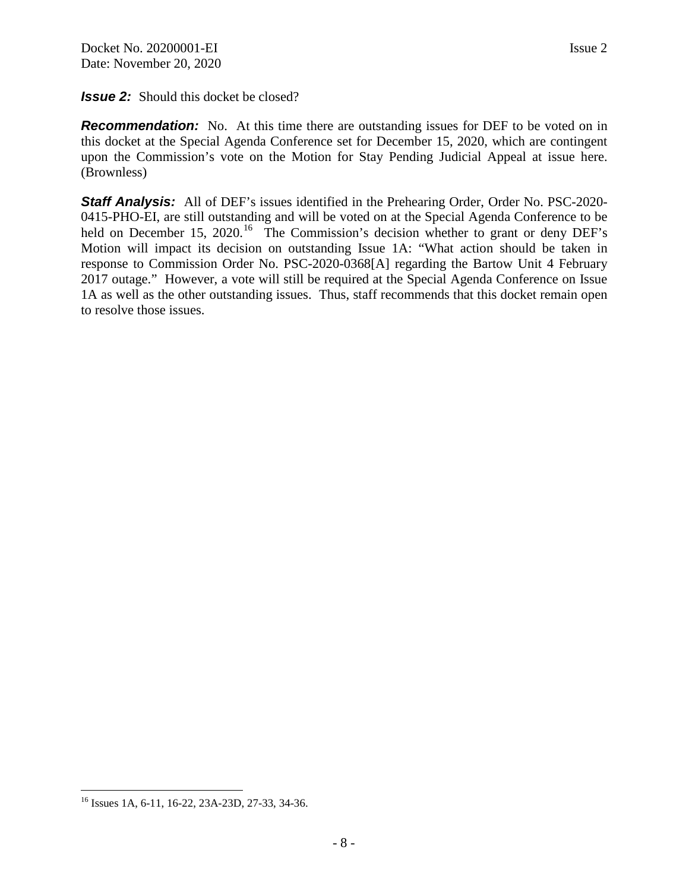***Issue 2:*** Should this docket be closed?

***Recommendation:*** No. At this time there are outstanding issues for DEF to be voted on in this docket at the Special Agenda Conference set for December 15, 2020, which are contingent upon the Commission's vote on the Motion for Stay Pending Judicial Appeal at issue here. (Brownless)

***Staff Analysis:*** All of DEF's issues identified in the Prehearing Order, Order No. PSC-2020-0415-PHO-EI, are still outstanding and will be voted on at the Special Agenda Conference to be held on December 15, 2020.[16] The Commission's decision whether to grant or deny DEF's Motion will impact its decision on outstanding Issue 1A: "What action should be taken in response to Commission Order No. PSC-2020-0368[A] regarding the Bartow Unit 4 February 2017 outage." However, a vote will still be required at the Special Agenda Conference on Issue 1A as well as the other outstanding issues. Thus, staff recommends that this docket remain open to resolve those issues.

---

[16] Issues 1A, 6-11, 16-22, 23A-23D, 27-33, 34-36.